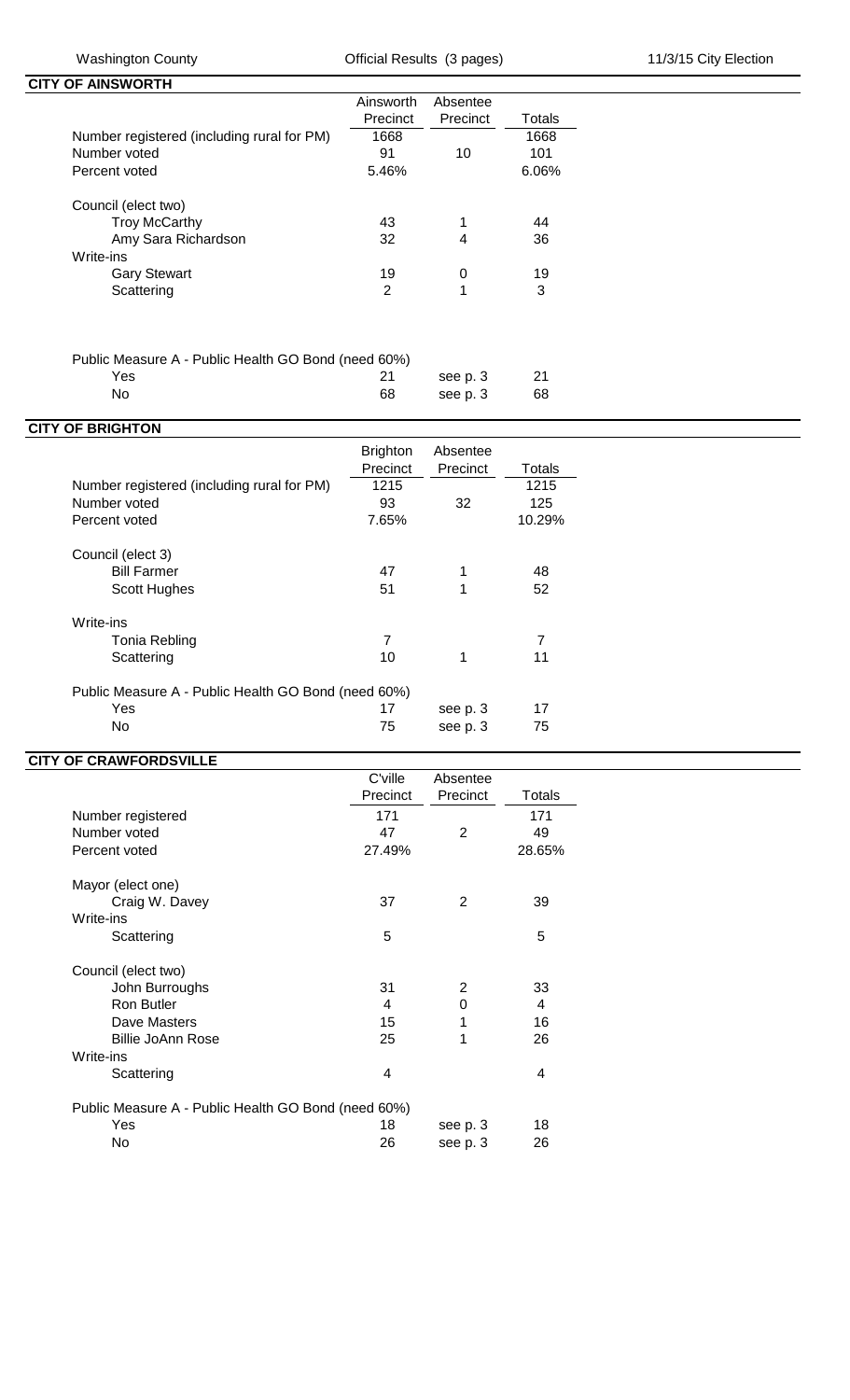Washington County — Official Results (3 pages) — 11/3/15 City Election

## CITY OF AINSWORTH

| | Ainsworth Precinct | Absentee Precinct | Totals |
|---|---|---|---|
| Number registered (including rural for PM) | 1668 | | 1668 |
| Number voted | 91 | 10 | 101 |
| Percent voted | 5.46% | | 6.06% |
| **Council (elect two)** | | | |
| Troy McCarthy | 43 | 1 | 44 |
| Amy Sara Richardson | 32 | 4 | 36 |
| **Write-ins** | | | |
| Gary Stewart | 19 | 0 | 19 |
| Scattering | 2 | 1 | 3 |
| **Public Measure A - Public Health GO Bond (need 60%)** | | | |
| Yes | 21 | see p. 3 | 21 |
| No | 68 | see p. 3 | 68 |

## CITY OF BRIGHTON

| | Brighton Precinct | Absentee Precinct | Totals |
|---|---|---|---|
| Number registered (including rural for PM) | 1215 | | 1215 |
| Number voted | 93 | 32 | 125 |
| Percent voted | 7.65% | | 10.29% |
| **Council (elect 3)** | | | |
| Bill Farmer | 47 | 1 | 48 |
| Scott Hughes | 51 | 1 | 52 |
| **Write-ins** | | | |
| Tonia Rebling | 7 | | 7 |
| Scattering | 10 | 1 | 11 |
| **Public Measure A - Public Health GO Bond (need 60%)** | | | |
| Yes | 17 | see p. 3 | 17 |
| No | 75 | see p. 3 | 75 |

## CITY OF CRAWFORDSVILLE

| | C'ville Precinct | Absentee Precinct | Totals |
|---|---|---|---|
| Number registered | 171 | | 171 |
| Number voted | 47 | 2 | 49 |
| Percent voted | 27.49% | | 28.65% |
| **Mayor (elect one)** | | | |
| Craig W. Davey | 37 | 2 | 39 |
| **Write-ins** | | | |
| Scattering | 5 | | 5 |
| **Council (elect two)** | | | |
| John Burroughs | 31 | 2 | 33 |
| Ron Butler | 4 | 0 | 4 |
| Dave Masters | 15 | 1 | 16 |
| Billie JoAnn Rose | 25 | 1 | 26 |
| **Write-ins** | | | |
| Scattering | 4 | | 4 |
| **Public Measure A - Public Health GO Bond (need 60%)** | | | |
| Yes | 18 | see p. 3 | 18 |
| No | 26 | see p. 3 | 26 |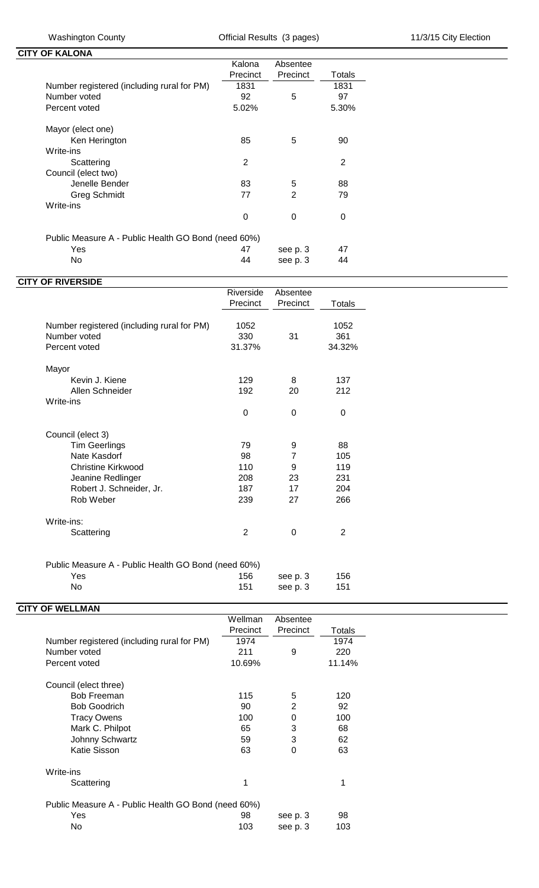## CITY OF KALONA

| | Kalona Precinct | Absentee Precinct | Totals |
|---|---|---|---|
| Number registered (including rural for PM) | 1831 | | 1831 |
| Number voted | 92 | 5 | 97 |
| Percent voted | 5.02% | | 5.30% |
| **Mayor (elect one)** | | | |
| Ken Herington | 85 | 5 | 90 |
| Write-ins | | | |
| Scattering | 2 | | 2 |
| **Council (elect two)** | | | |
| Jenelle Bender | 83 | 5 | 88 |
| Greg Schmidt | 77 | 2 | 79 |
| Write-ins | | | |
| | 0 | 0 | 0 |
| **Public Measure A - Public Health GO Bond (need 60%)** | | | |
| Yes | 47 | see p. 3 | 47 |
| No | 44 | see p. 3 | 44 |

## CITY OF RIVERSIDE

| | Riverside Precinct | Absentee Precinct | Totals |
|---|---|---|---|
| Number registered (including rural for PM) | 1052 | | 1052 |
| Number voted | 330 | 31 | 361 |
| Percent voted | 31.37% | | 34.32% |
| **Mayor** | | | |
| Kevin J. Kiene | 129 | 8 | 137 |
| Allen Schneider | 192 | 20 | 212 |
| Write-ins | | | |
| | 0 | 0 | 0 |
| **Council (elect 3)** | | | |
| Tim Geerlings | 79 | 9 | 88 |
| Nate Kasdorf | 98 | 7 | 105 |
| Christine Kirkwood | 110 | 9 | 119 |
| Jeanine Redlinger | 208 | 23 | 231 |
| Robert J. Schneider, Jr. | 187 | 17 | 204 |
| Rob Weber | 239 | 27 | 266 |
| Write-ins: | | | |
| Scattering | 2 | 0 | 2 |
| **Public Measure A - Public Health GO Bond (need 60%)** | | | |
| Yes | 156 | see p. 3 | 156 |
| No | 151 | see p. 3 | 151 |

## CITY OF WELLMAN

| | Wellman Precinct | Absentee Precinct | Totals |
|---|---|---|---|
| Number registered (including rural for PM) | 1974 | | 1974 |
| Number voted | 211 | 9 | 220 |
| Percent voted | 10.69% | | 11.14% |
| **Council (elect three)** | | | |
| Bob Freeman | 115 | 5 | 120 |
| Bob Goodrich | 90 | 2 | 92 |
| Tracy Owens | 100 | 0 | 100 |
| Mark C. Philpot | 65 | 3 | 68 |
| Johnny Schwartz | 59 | 3 | 62 |
| Katie Sisson | 63 | 0 | 63 |
| Write-ins | | | |
| Scattering | 1 | | 1 |
| **Public Measure A - Public Health GO Bond (need 60%)** | | | |
| Yes | 98 | see p. 3 | 98 |
| No | 103 | see p. 3 | 103 |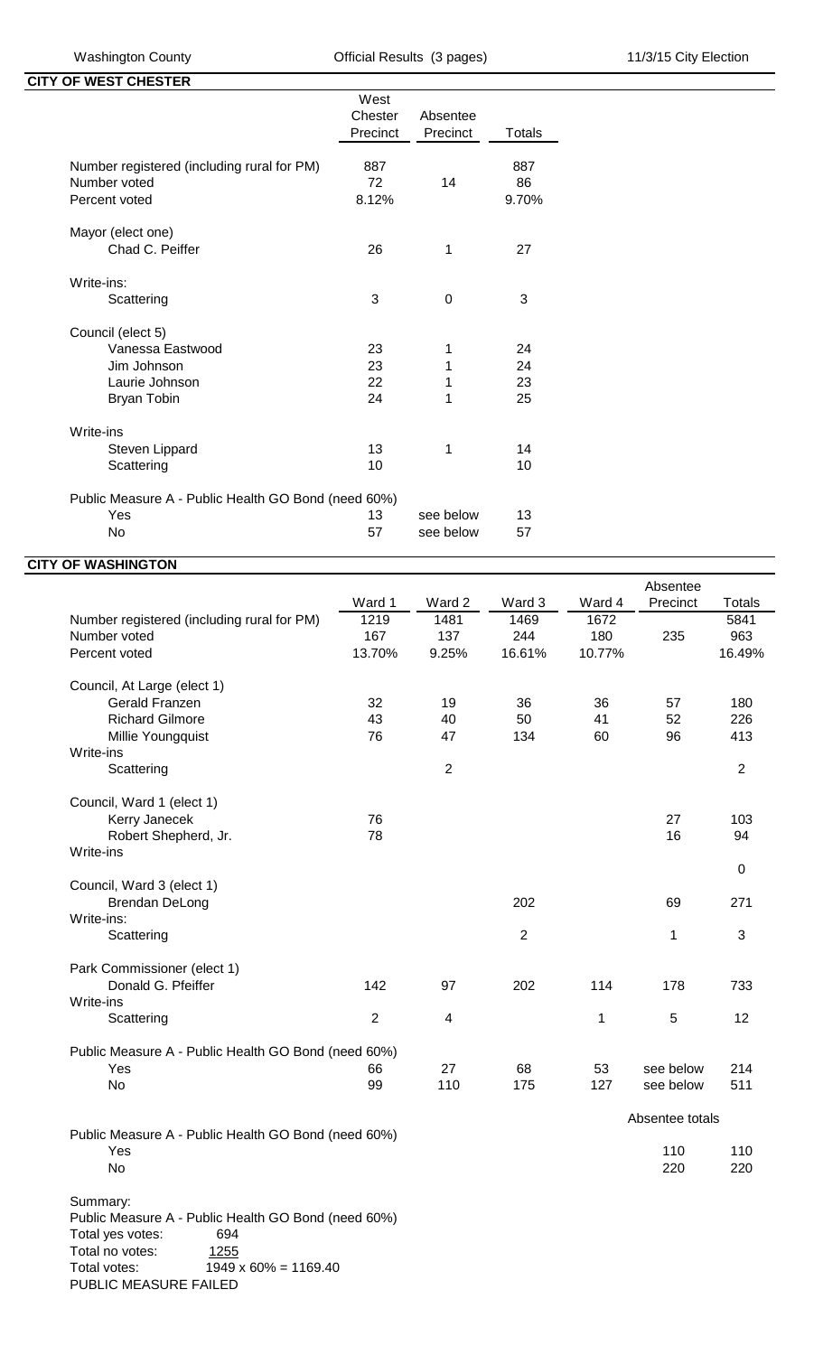## CITY OF WEST CHESTER

| | West Chester Precinct | Absentee Precinct | Totals |
|---|---|---|---|
| Number registered (including rural for PM) | 887 | | 887 |
| Number voted | 72 | 14 | 86 |
| Percent voted | 8.12% | | 9.70% |
| **Mayor (elect one)** | | | |
| Chad C. Peiffer | 26 | 1 | 27 |
| **Write-ins:** | | | |
| Scattering | 3 | 0 | 3 |
| **Council (elect 5)** | | | |
| Vanessa Eastwood | 23 | 1 | 24 |
| Jim Johnson | 23 | 1 | 24 |
| Laurie Johnson | 22 | 1 | 23 |
| Bryan Tobin | 24 | 1 | 25 |
| **Write-ins** | | | |
| Steven Lippard | 13 | 1 | 14 |
| Scattering | 10 | | 10 |
| **Public Measure A - Public Health GO Bond (need 60%)** | | | |
| Yes | 13 | see below | 13 |
| No | 57 | see below | 57 |

## CITY OF WASHINGTON

| | Ward 1 | Ward 2 | Ward 3 | Ward 4 | Absentee Precinct | Totals |
|---|---|---|---|---|---|---|
| Number registered (including rural for PM) | 1219 | 1481 | 1469 | 1672 | | 5841 |
| Number voted | 167 | 137 | 244 | 180 | 235 | 963 |
| Percent voted | 13.70% | 9.25% | 16.61% | 10.77% | | 16.49% |
| **Council, At Large (elect 1)** | | | | | | |
| Gerald Franzen | 32 | 19 | 36 | 36 | 57 | 180 |
| Richard Gilmore | 43 | 40 | 50 | 41 | 52 | 226 |
| Millie Youngquist | 76 | 47 | 134 | 60 | 96 | 413 |
| **Write-ins** | | | | | | |
| Scattering | | 2 | | | | 2 |
| **Council, Ward 1 (elect 1)** | | | | | | |
| Kerry Janecek | 76 | | | | 27 | 103 |
| Robert Shepherd, Jr. | 78 | | | | 16 | 94 |
| **Write-ins** | | | | | | |
| | | | | | | 0 |
| **Council, Ward 3 (elect 1)** | | | | | | |
| Brendan DeLong | | | 202 | | 69 | 271 |
| **Write-ins:** | | | | | | |
| Scattering | | | 2 | | 1 | 3 |
| **Park Commissioner (elect 1)** | | | | | | |
| Donald G. Pfeiffer | 142 | 97 | 202 | 114 | 178 | 733 |
| **Write-ins** | | | | | | |
| Scattering | 2 | 4 | | 1 | 5 | 12 |
| **Public Measure A - Public Health GO Bond (need 60%)** | | | | | | |
| Yes | 66 | 27 | 68 | 53 | see below | 214 |
| No | 99 | 110 | 175 | 127 | see below | 511 |

| | Absentee totals | |
|---|---|---|
| **Public Measure A - Public Health GO Bond (need 60%)** | | |
| Yes | 110 | 110 |
| No | 220 | 220 |

Summary:
Public Measure A - Public Health GO Bond (need 60%)
Total yes votes: 694
Total no votes: 1255
Total votes: 1949 x 60% = 1169.40
PUBLIC MEASURE FAILED